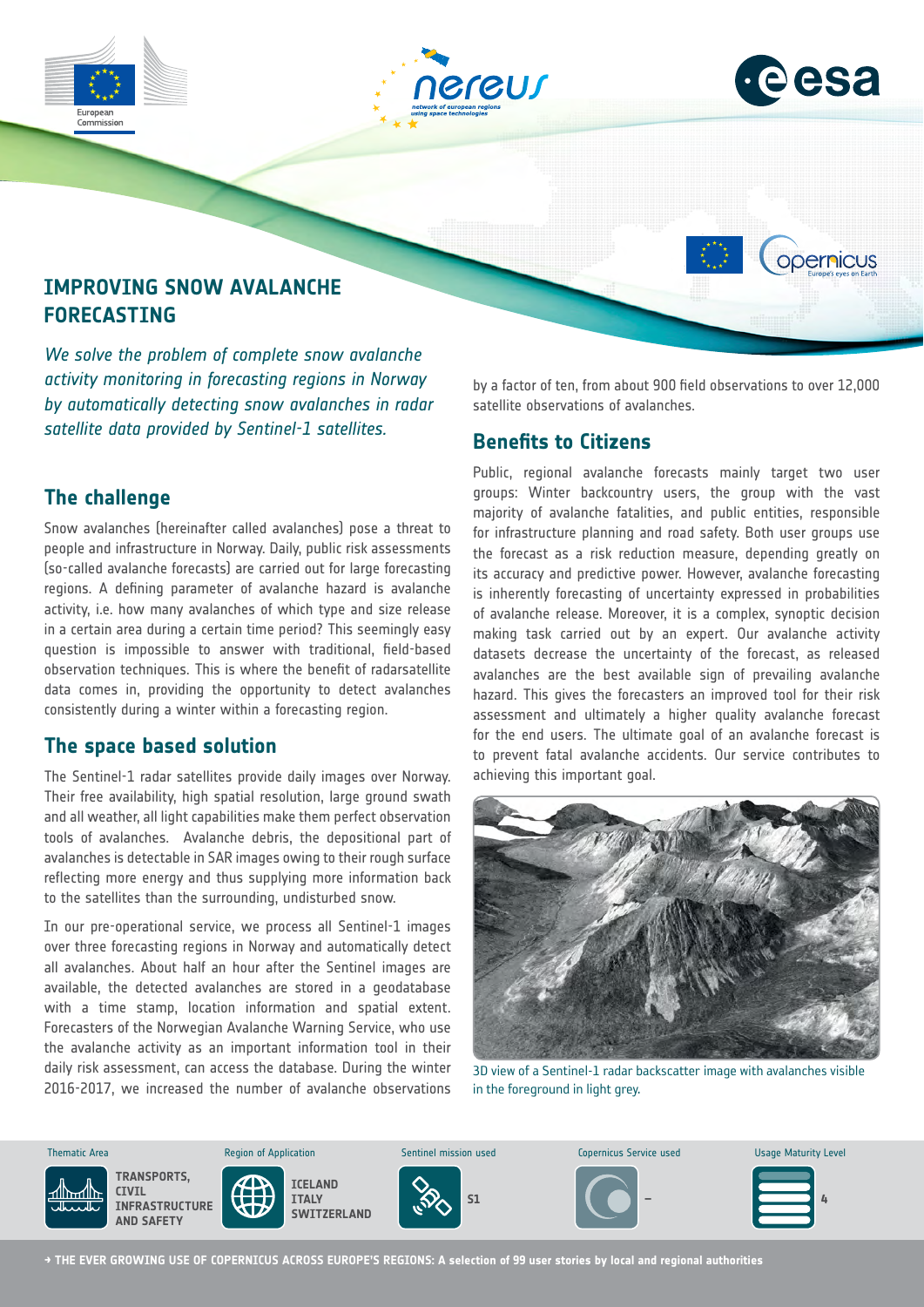# IMPROVING SNOW AVALANCHE FORECASTING

*We solve the problem of complete snow avalanche activity monitoring in forecasting regions in Norway by automatically detecting snow avalanches in radar satellite data provided by Sentinel-1 satellites.*

## The challenge

Snow avalanches (hereinafter called avalanches) pose a threat to people and infrastructure in Norway. Daily, public risk assessments (so-called avalanche forecasts) are carried out for large forecasting regions. A defining parameter of avalanche hazard is avalanche activity, i.e. how many avalanches of which type and size release in a certain area during a certain time period? This seemingly easy question is impossible to answer with traditional, field-based observation techniques. This is where the benefit of radarsatellite data comes in, providing the opportunity to detect avalanches consistently during a winter within a forecasting region.

## The space based solution

The Sentinel-1 radar satellites provide daily images over Norway. Their free availability, high spatial resolution, large ground swath and all weather, all light capabilities make them perfect observation tools of avalanches. Avalanche debris, the depositional part of avalanches is detectable in SAR images owing to their rough surface reflecting more energy and thus supplying more information back to the satellites than the surrounding, undisturbed snow.

In our pre-operational service, we process all Sentinel-1 images over three forecasting regions in Norway and automatically detect all avalanches. About half an hour after the Sentinel images are available, the detected avalanches are stored in a geodatabase with a time stamp, location information and spatial extent. Forecasters of the Norwegian Avalanche Warning Service, who use the avalanche activity as an important information tool in their daily risk assessment, can access the database. During the winter 2016-2017, we increased the number of avalanche observations by a factor of ten, from about 900 field observations to over 12,000 satellite observations of avalanches.

## Benefits to Citizens

Public, regional avalanche forecasts mainly target two user groups: Winter backcountry users, the group with the vast majority of avalanche fatalities, and public entities, responsible for infrastructure planning and road safety. Both user groups use the forecast as a risk reduction measure, depending greatly on its accuracy and predictive power. However, avalanche forecasting is inherently forecasting of uncertainty expressed in probabilities of avalanche release. Moreover, it is a complex, synoptic decision making task carried out by an expert. Our avalanche activity datasets decrease the uncertainty of the forecast, as released avalanches are the best available sign of prevailing avalanche hazard. This gives the forecasters an improved tool for their risk assessment and ultimately a higher quality avalanche forecast for the end users. The ultimate goal of an avalanche forecast is to prevent fatal avalanche accidents. Our service contributes to achieving this important goal.

3D view of a Sentinel-1 radar backscatter image with avalanches visible in the foreground in light grey.

| Thematic Area | Region of Application | Sentinel mission used | Copernicus Service used | Usage Maturity Level |
|---|---|---|---|---|
| TRANSPORTS, CIVIL INFRASTRUCTURE AND SAFETY | ICELAND ITALY SWITZERLAND | S1 | – | 4 |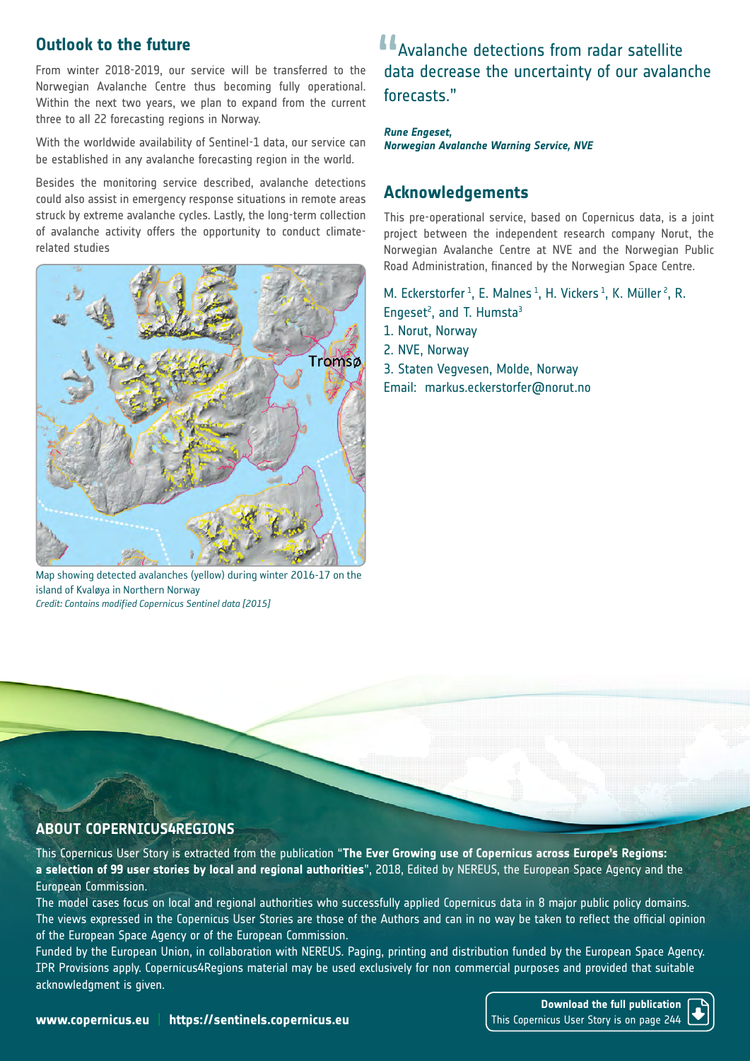## Outlook to the future

From winter 2018-2019, our service will be transferred to the Norwegian Avalanche Centre thus becoming fully operational. Within the next two years, we plan to expand from the current three to all 22 forecasting regions in Norway.

With the worldwide availability of Sentinel-1 data, our service can be established in any avalanche forecasting region in the world.

Besides the monitoring service described, avalanche detections could also assist in emergency response situations in remote areas struck by extreme avalanche cycles. Lastly, the long-term collection of avalanche activity offers the opportunity to conduct climate-related studies

Tromsø

Map showing detected avalanches (yellow) during winter 2016-17 on the island of Kvaløya in Northern Norway
*Credit: Contains modified Copernicus Sentinel data [2015]*

> "Avalanche detections from radar satellite data decrease the uncertainty of our avalanche forecasts."

***Rune Engeset,***
***Norwegian Avalanche Warning Service, NVE***

## Acknowledgements

This pre-operational service, based on Copernicus data, is a joint project between the independent research company Norut, the Norwegian Avalanche Centre at NVE and the Norwegian Public Road Administration, financed by the Norwegian Space Centre.

M. Eckerstorfer [1], E. Malnes [1], H. Vickers [1], K. Müller [2], R. Engeset[2], and T. Humsta[3]

1. Norut, Norway
2. NVE, Norway
3. Staten Vegvesen, Molde, Norway

Email: markus.eckerstorfer@norut.no

## ABOUT COPERNICUS4REGIONS

This Copernicus User Story is extracted from the publication "**The Ever Growing use of Copernicus across Europe's Regions: a selection of 99 user stories by local and regional authorities**", 2018, Edited by NEREUS, the European Space Agency and the European Commission.

The model cases focus on local and regional authorities who successfully applied Copernicus data in 8 major public policy domains. The views expressed in the Copernicus User Stories are those of the Authors and can in no way be taken to reflect the official opinion of the European Space Agency or of the European Commission.

Funded by the European Union, in collaboration with NEREUS. Paging, printing and distribution funded by the European Space Agency. IPR Provisions apply. Copernicus4Regions material may be used exclusively for non commercial purposes and provided that suitable acknowledgment is given.

**www.copernicus.eu** | **https://sentinels.copernicus.eu**

**Download the full publication**
This Copernicus User Story is on page 244